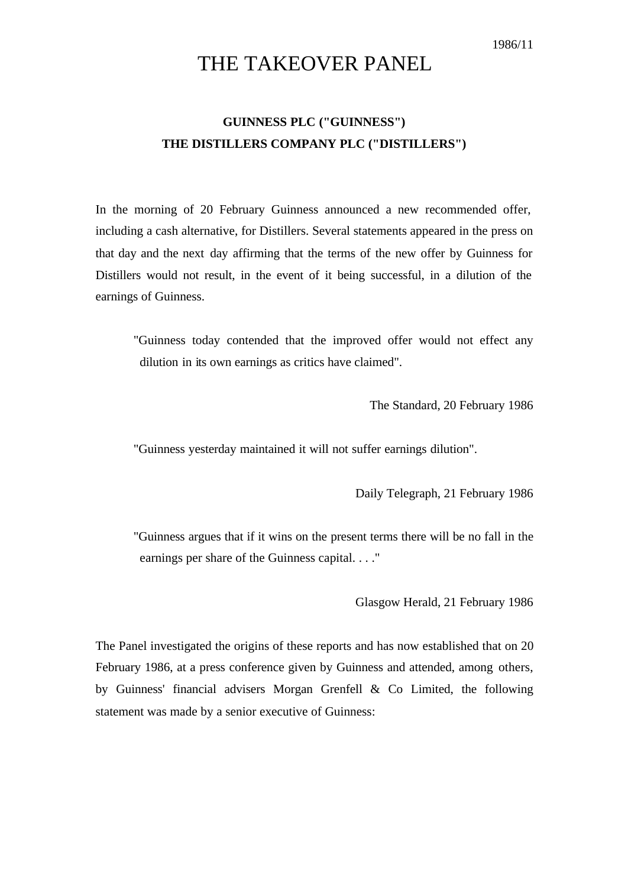1986/11

# THE TAKEOVER PANEL

**GUINNESS PLC ("GUINNESS")**
**THE DISTILLERS COMPANY PLC ("DISTILLERS")**

In the morning of 20 February Guinness announced a new recommended offer, including a cash alternative, for Distillers. Several statements appeared in the press on that day and the next day affirming that the terms of the new offer by Guinness for Distillers would not result, in the event of it being successful, in a dilution of the earnings of Guinness.

> "Guinness today contended that the improved offer would not effect any dilution in its own earnings as critics have claimed".

The Standard, 20 February 1986

> "Guinness yesterday maintained it will not suffer earnings dilution".

Daily Telegraph, 21 February 1986

> "Guinness argues that if it wins on the present terms there will be no fall in the earnings per share of the Guinness capital. . . ."

Glasgow Herald, 21 February 1986

The Panel investigated the origins of these reports and has now established that on 20 February 1986, at a press conference given by Guinness and attended, among others, by Guinness' financial advisers Morgan Grenfell & Co Limited, the following statement was made by a senior executive of Guinness: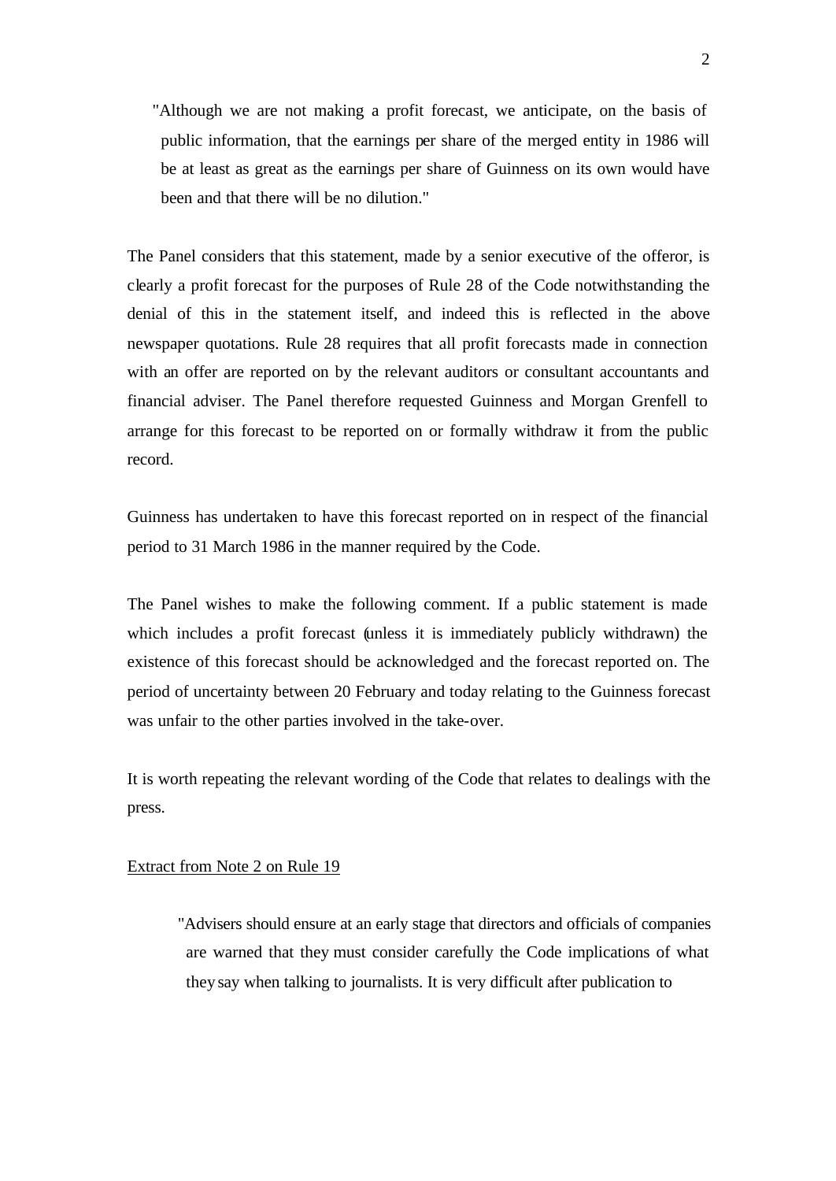> "Although we are not making a profit forecast, we anticipate, on the basis of public information, that the earnings per share of the merged entity in 1986 will be at least as great as the earnings per share of Guinness on its own would have been and that there will be no dilution."

The Panel considers that this statement, made by a senior executive of the offeror, is clearly a profit forecast for the purposes of Rule 28 of the Code notwithstanding the denial of this in the statement itself, and indeed this is reflected in the above newspaper quotations. Rule 28 requires that all profit forecasts made in connection with an offer are reported on by the relevant auditors or consultant accountants and financial adviser. The Panel therefore requested Guinness and Morgan Grenfell to arrange for this forecast to be reported on or formally withdraw it from the public record.

Guinness has undertaken to have this forecast reported on in respect of the financial period to 31 March 1986 in the manner required by the Code.

The Panel wishes to make the following comment. If a public statement is made which includes a profit forecast (unless it is immediately publicly withdrawn) the existence of this forecast should be acknowledged and the forecast reported on. The period of uncertainty between 20 February and today relating to the Guinness forecast was unfair to the other parties involved in the take-over.

It is worth repeating the relevant wording of the Code that relates to dealings with the press.

<u>Extract from Note 2 on Rule 19</u>

> "Advisers should ensure at an early stage that directors and officials of companies are warned that they must consider carefully the Code implications of what they say when talking to journalists. It is very difficult after publication to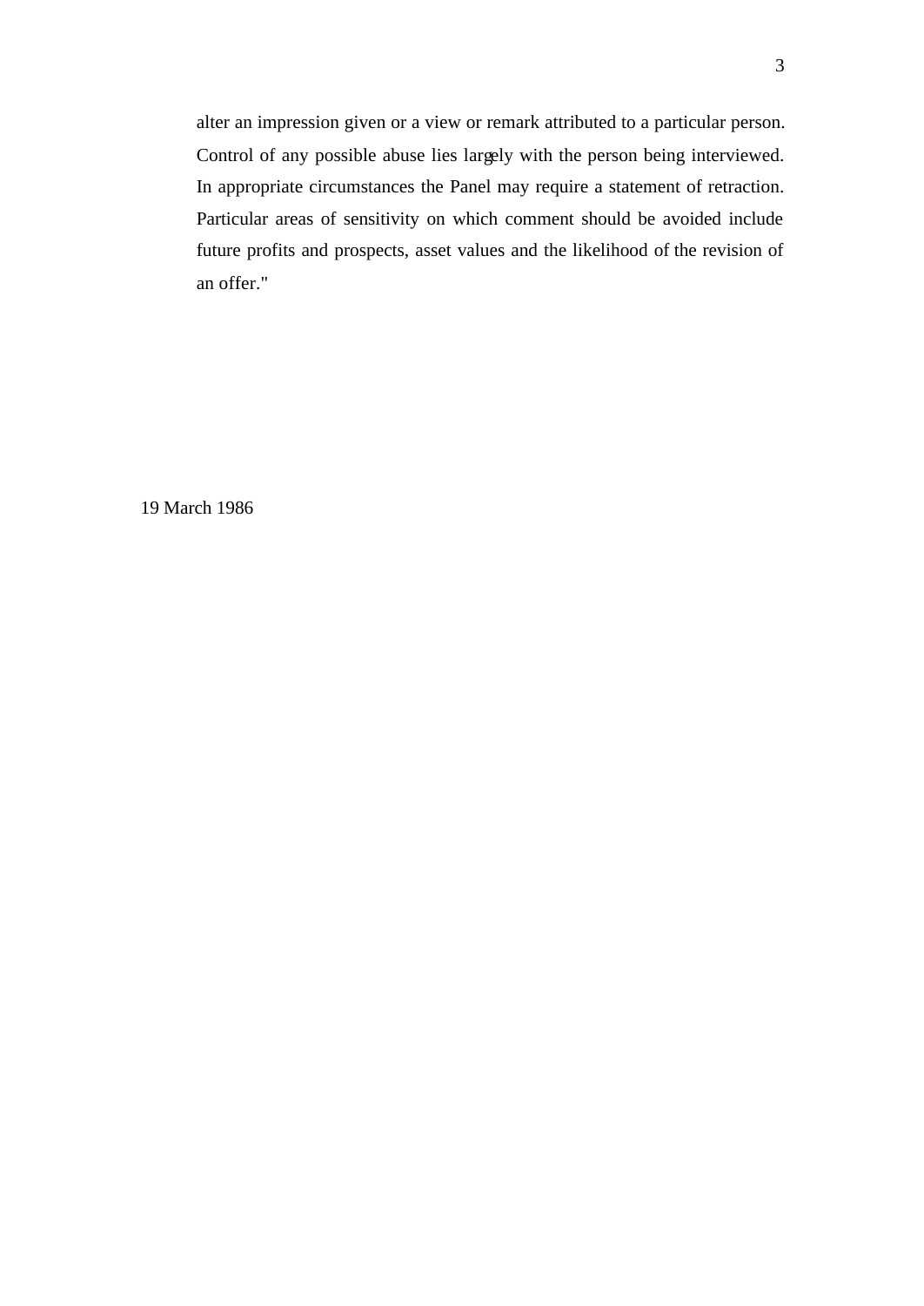alter an impression given or a view or remark attributed to a particular person. Control of any possible abuse lies largely with the person being interviewed. In appropriate circumstances the Panel may require a statement of retraction. Particular areas of sensitivity on which comment should be avoided include future profits and prospects, asset values and the likelihood of the revision of an offer."

19 March 1986